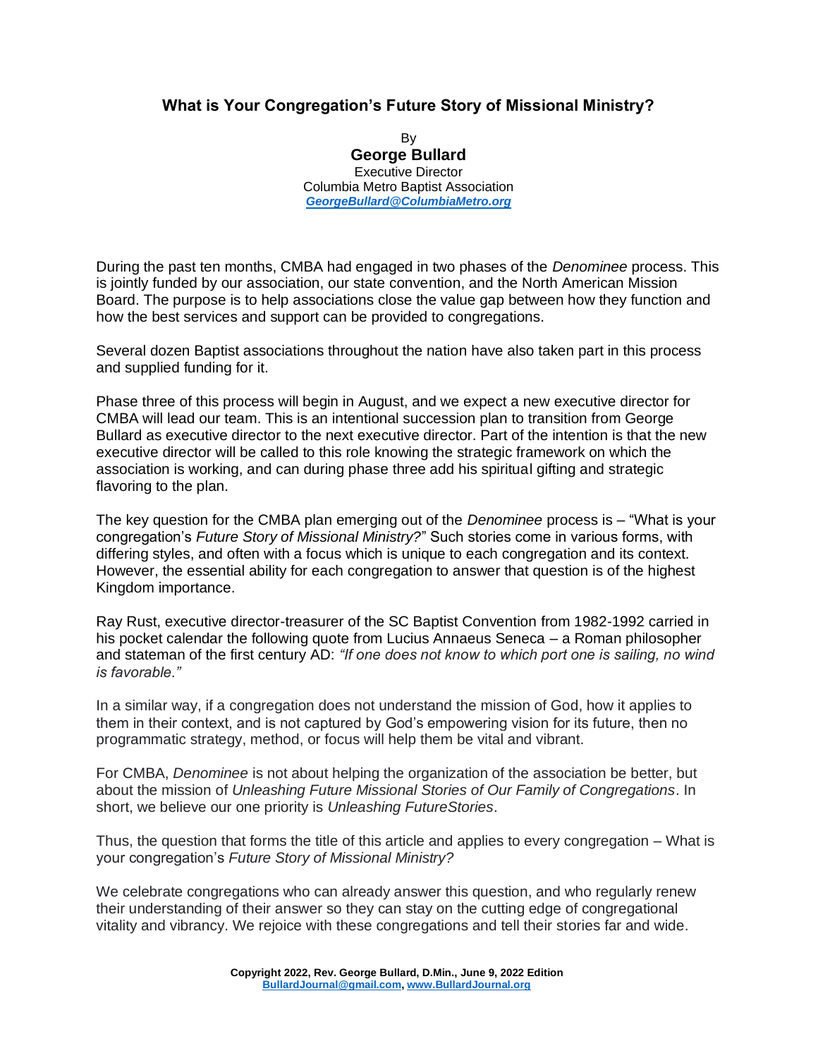# What is Your Congregation's Future Story of Missional Ministry?

By
**George Bullard**
Executive Director
Columbia Metro Baptist Association
*GeorgeBullard@ColumbiaMetro.org*

During the past ten months, CMBA had engaged in two phases of the *Denominee* process. This is jointly funded by our association, our state convention, and the North American Mission Board. The purpose is to help associations close the value gap between how they function and how the best services and support can be provided to congregations.

Several dozen Baptist associations throughout the nation have also taken part in this process and supplied funding for it.

Phase three of this process will begin in August, and we expect a new executive director for CMBA will lead our team. This is an intentional succession plan to transition from George Bullard as executive director to the next executive director. Part of the intention is that the new executive director will be called to this role knowing the strategic framework on which the association is working, and can during phase three add his spiritual gifting and strategic flavoring to the plan.

The key question for the CMBA plan emerging out of the *Denominee* process is – "What is your congregation's *Future Story of Missional Ministry?*" Such stories come in various forms, with differing styles, and often with a focus which is unique to each congregation and its context. However, the essential ability for each congregation to answer that question is of the highest Kingdom importance.

Ray Rust, executive director-treasurer of the SC Baptist Convention from 1982-1992 carried in his pocket calendar the following quote from Lucius Annaeus Seneca – a Roman philosopher and statesman of the first century AD: *"If one does not know to which port one is sailing, no wind is favorable."*

In a similar way, if a congregation does not understand the mission of God, how it applies to them in their context, and is not captured by God's empowering vision for its future, then no programmatic strategy, method, or focus will help them be vital and vibrant.

For CMBA, *Denominee* is not about helping the organization of the association be better, but about the mission of *Unleashing Future Missional Stories of Our Family of Congregations*. In short, we believe our one priority is *Unleashing FutureStories*.

Thus, the question that forms the title of this article and applies to every congregation – What is your congregation's *Future Story of Missional Ministry?*

We celebrate congregations who can already answer this question, and who regularly renew their understanding of their answer so they can stay on the cutting edge of congregational vitality and vibrancy. We rejoice with these congregations and tell their stories far and wide.

**Copyright 2022, Rev. George Bullard, D.Min., June 9, 2022 Edition**
**BullardJournal@gmail.com, www.BullardJournal.org**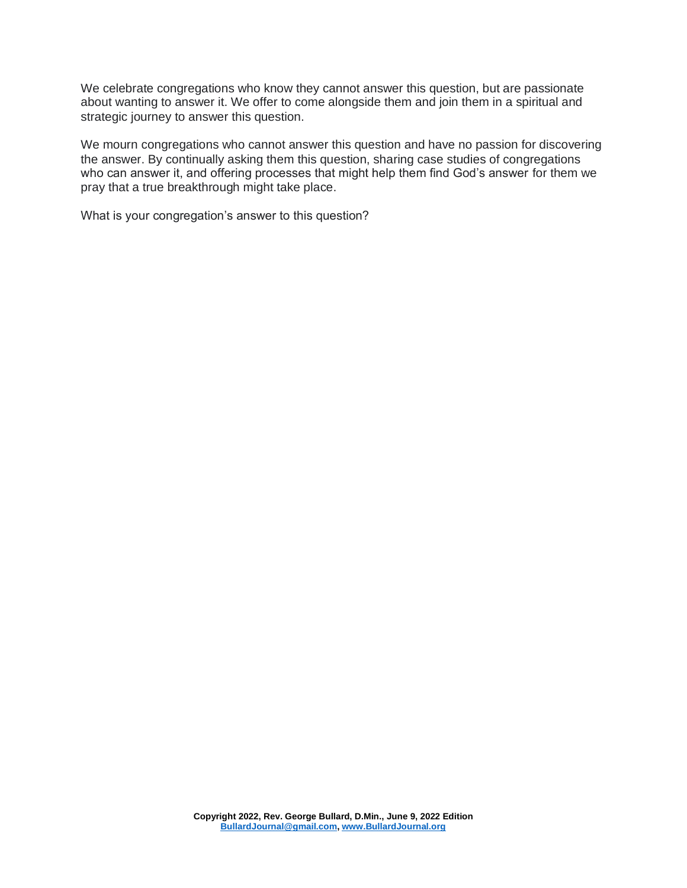We celebrate congregations who know they cannot answer this question, but are passionate about wanting to answer it. We offer to come alongside them and join them in a spiritual and strategic journey to answer this question.

We mourn congregations who cannot answer this question and have no passion for discovering the answer. By continually asking them this question, sharing case studies of congregations who can answer it, and offering processes that might help them find God's answer for them we pray that a true breakthrough might take place.

What is your congregation's answer to this question?